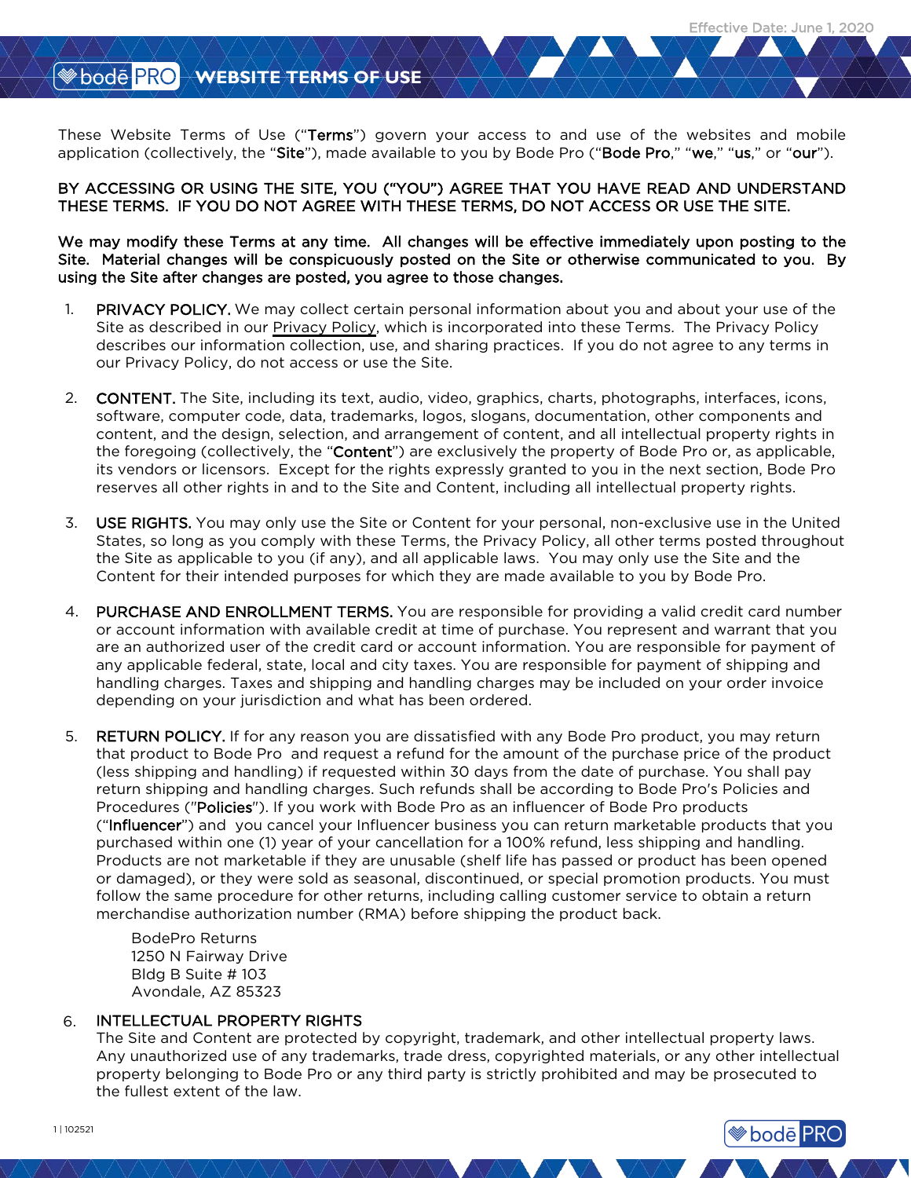Effective Date: June 1, 2020

# bodē PRO WEBSITE TERMS OF USE

These Website Terms of Use ("**Terms**") govern your access to and use of the websites and mobile application (collectively, the "**Site**"), made available to you by Bode Pro ("**Bode Pro**," "**we**," "**us**," or "**our**").

**BY ACCESSING OR USING THE SITE, YOU ("YOU") AGREE THAT YOU HAVE READ AND UNDERSTAND THESE TERMS. IF YOU DO NOT AGREE WITH THESE TERMS, DO NOT ACCESS OR USE THE SITE.**

**We may modify these Terms at any time. All changes will be effective immediately upon posting to the Site. Material changes will be conspicuously posted on the Site or otherwise communicated to you. By using the Site after changes are posted, you agree to those changes.**

1. **PRIVACY POLICY.** We may collect certain personal information about you and about your use of the Site as described in our Privacy Policy, which is incorporated into these Terms. The Privacy Policy describes our information collection, use, and sharing practices. If you do not agree to any terms in our Privacy Policy, do not access or use the Site.

2. **CONTENT.** The Site, including its text, audio, video, graphics, charts, photographs, interfaces, icons, software, computer code, data, trademarks, logos, slogans, documentation, other components and content, and the design, selection, and arrangement of content, and all intellectual property rights in the foregoing (collectively, the "**Content**") are exclusively the property of Bode Pro or, as applicable, its vendors or licensors. Except for the rights expressly granted to you in the next section, Bode Pro reserves all other rights in and to the Site and Content, including all intellectual property rights.

3. **USE RIGHTS.** You may only use the Site or Content for your personal, non-exclusive use in the United States, so long as you comply with these Terms, the Privacy Policy, all other terms posted throughout the Site as applicable to you (if any), and all applicable laws. You may only use the Site and the Content for their intended purposes for which they are made available to you by Bode Pro.

4. **PURCHASE AND ENROLLMENT TERMS.** You are responsible for providing a valid credit card number or account information with available credit at time of purchase. You represent and warrant that you are an authorized user of the credit card or account information. You are responsible for payment of any applicable federal, state, local and city taxes. You are responsible for payment of shipping and handling charges. Taxes and shipping and handling charges may be included on your order invoice depending on your jurisdiction and what has been ordered.

5. **RETURN POLICY.** If for any reason you are dissatisfied with any Bode Pro product, you may return that product to Bode Pro and request a refund for the amount of the purchase price of the product (less shipping and handling) if requested within 30 days from the date of purchase. You shall pay return shipping and handling charges. Such refunds shall be according to Bode Pro's Policies and Procedures ("**Policies**"). If you work with Bode Pro as an influencer of Bode Pro products ("**Influencer**") and you cancel your Influencer business you can return marketable products that you purchased within one (1) year of your cancellation for a 100% refund, less shipping and handling. Products are not marketable if they are unusable (shelf life has passed or product has been opened or damaged), or they were sold as seasonal, discontinued, or special promotion products. You must follow the same procedure for other returns, including calling customer service to obtain a return merchandise authorization number (RMA) before shipping the product back.

   BodePro Returns  
   1250 N Fairway Drive  
   Bldg B Suite # 103  
   Avondale, AZ 85323

6. **INTELLECTUAL PROPERTY RIGHTS**  
   The Site and Content are protected by copyright, trademark, and other intellectual property laws. Any unauthorized use of any trademarks, trade dress, copyrighted materials, or any other intellectual property belonging to Bode Pro or any third party is strictly prohibited and may be prosecuted to the fullest extent of the law.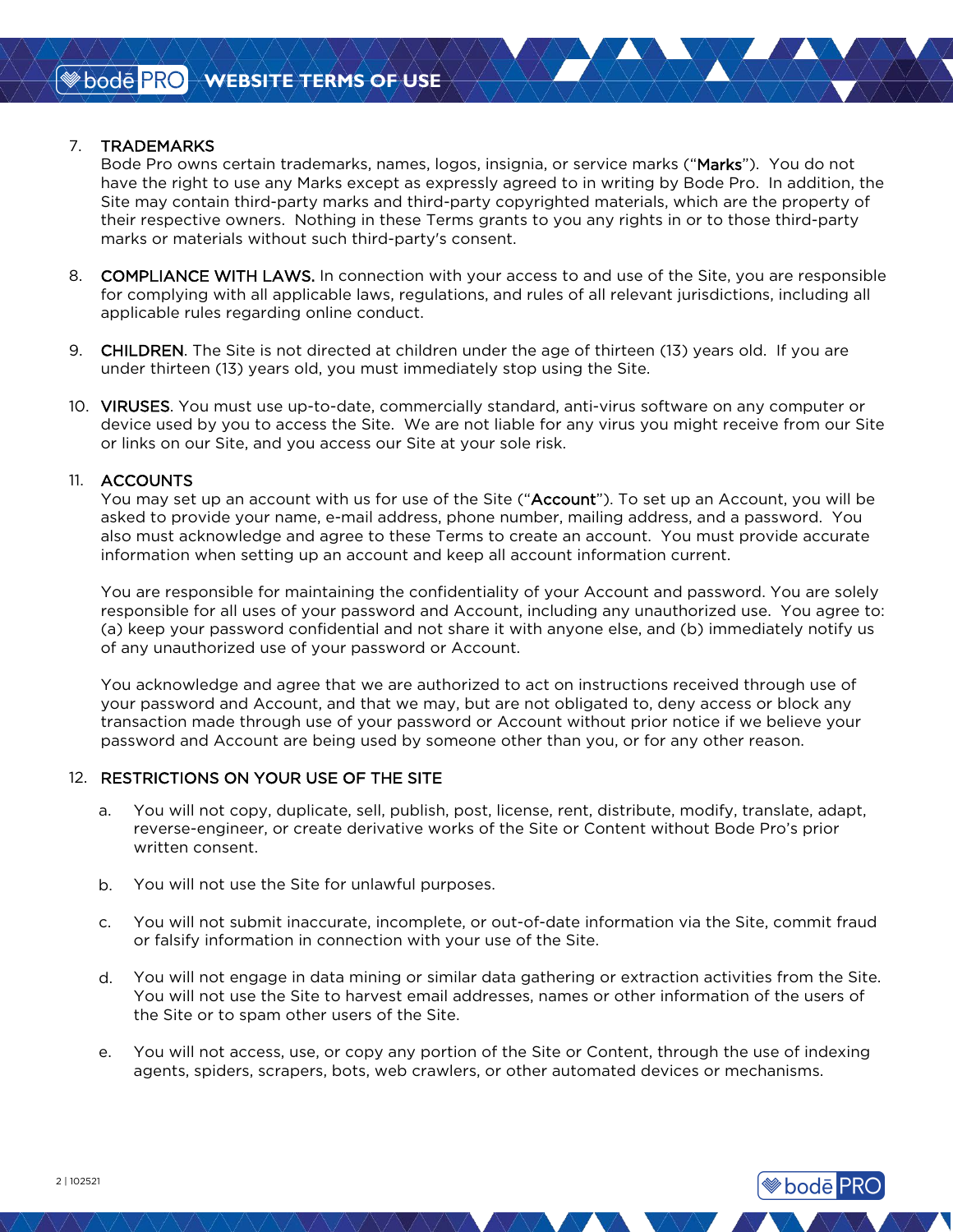7. **TRADEMARKS**
   Bode Pro owns certain trademarks, names, logos, insignia, or service marks ("**Marks**"). You do not have the right to use any Marks except as expressly agreed to in writing by Bode Pro. In addition, the Site may contain third-party marks and third-party copyrighted materials, which are the property of their respective owners. Nothing in these Terms grants to you any rights in or to those third-party marks or materials without such third-party's consent.

8. **COMPLIANCE WITH LAWS.** In connection with your access to and use of the Site, you are responsible for complying with all applicable laws, regulations, and rules of all relevant jurisdictions, including all applicable rules regarding online conduct.

9. **CHILDREN**. The Site is not directed at children under the age of thirteen (13) years old. If you are under thirteen (13) years old, you must immediately stop using the Site.

10. **VIRUSES**. You must use up-to-date, commercially standard, anti-virus software on any computer or device used by you to access the Site. We are not liable for any virus you might receive from our Site or links on our Site, and you access our Site at your sole risk.

11. **ACCOUNTS**
    You may set up an account with us for use of the Site ("**Account**"). To set up an Account, you will be asked to provide your name, e-mail address, phone number, mailing address, and a password. You also must acknowledge and agree to these Terms to create an account. You must provide accurate information when setting up an account and keep all account information current.

    You are responsible for maintaining the confidentiality of your Account and password. You are solely responsible for all uses of your password and Account, including any unauthorized use. You agree to: (a) keep your password confidential and not share it with anyone else, and (b) immediately notify us of any unauthorized use of your password or Account.

    You acknowledge and agree that we are authorized to act on instructions received through use of your password and Account, and that we may, but are not obligated to, deny access or block any transaction made through use of your password or Account without prior notice if we believe your password and Account are being used by someone other than you, or for any other reason.

12. **RESTRICTIONS ON YOUR USE OF THE SITE**

    a. You will not copy, duplicate, sell, publish, post, license, rent, distribute, modify, translate, adapt, reverse-engineer, or create derivative works of the Site or Content without Bode Pro's prior written consent.

    b. You will not use the Site for unlawful purposes.

    c. You will not submit inaccurate, incomplete, or out-of-date information via the Site, commit fraud or falsify information in connection with your use of the Site.

    d. You will not engage in data mining or similar data gathering or extraction activities from the Site. You will not use the Site to harvest email addresses, names or other information of the users of the Site or to spam other users of the Site.

    e. You will not access, use, or copy any portion of the Site or Content, through the use of indexing agents, spiders, scrapers, bots, web crawlers, or other automated devices or mechanisms.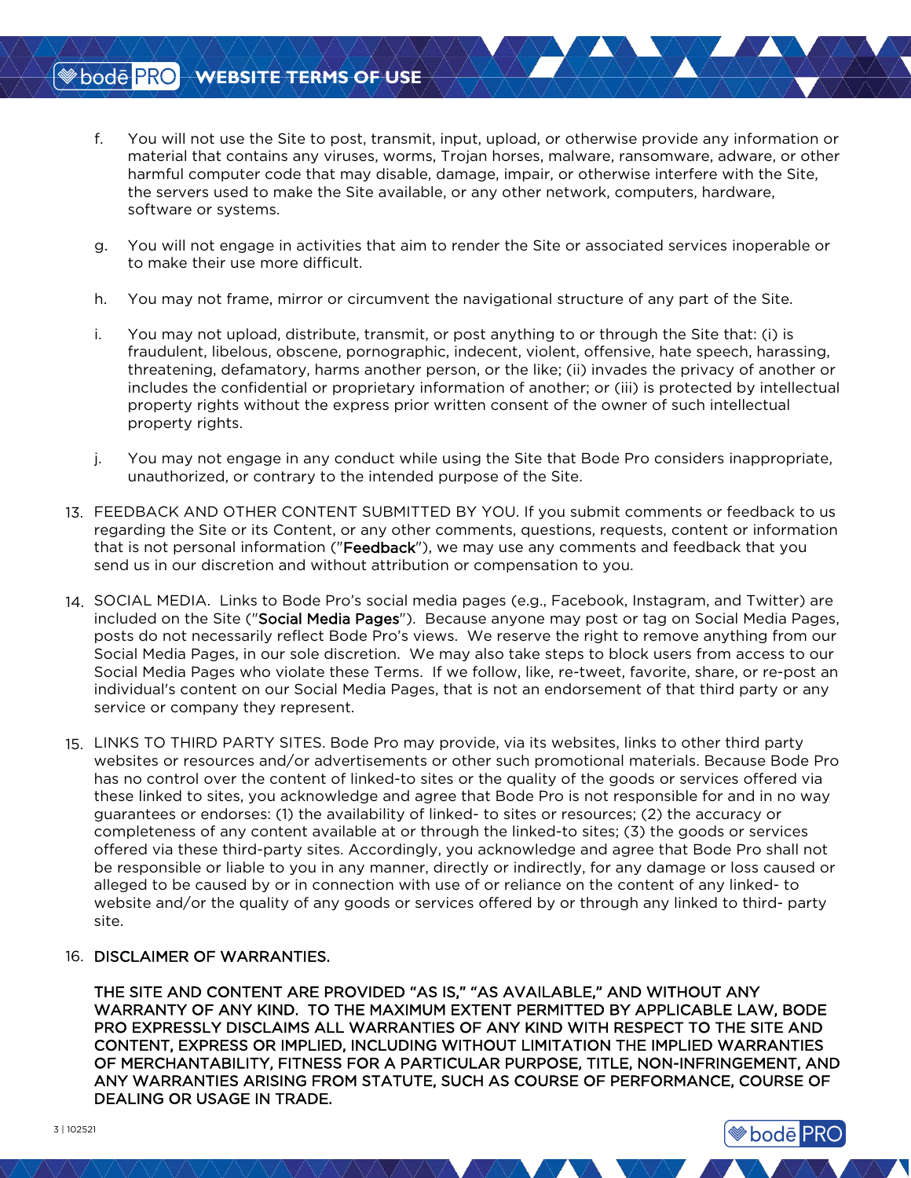f. You will not use the Site to post, transmit, input, upload, or otherwise provide any information or material that contains any viruses, worms, Trojan horses, malware, ransomware, adware, or other harmful computer code that may disable, damage, impair, or otherwise interfere with the Site, the servers used to make the Site available, or any other network, computers, hardware, software or systems.

g. You will not engage in activities that aim to render the Site or associated services inoperable or to make their use more difficult.

h. You may not frame, mirror or circumvent the navigational structure of any part of the Site.

i. You may not upload, distribute, transmit, or post anything to or through the Site that: (i) is fraudulent, libelous, obscene, pornographic, indecent, violent, offensive, hate speech, harassing, threatening, defamatory, harms another person, or the like; (ii) invades the privacy of another or includes the confidential or proprietary information of another; or (iii) is protected by intellectual property rights without the express prior written consent of the owner of such intellectual property rights.

j. You may not engage in any conduct while using the Site that Bode Pro considers inappropriate, unauthorized, or contrary to the intended purpose of the Site.

13. FEEDBACK AND OTHER CONTENT SUBMITTED BY YOU. If you submit comments or feedback to us regarding the Site or its Content, or any other comments, questions, requests, content or information that is not personal information ("**Feedback**"), we may use any comments and feedback that you send us in our discretion and without attribution or compensation to you.

14. SOCIAL MEDIA. Links to Bode Pro's social media pages (e.g., Facebook, Instagram, and Twitter) are included on the Site ("**Social Media Pages**"). Because anyone may post or tag on Social Media Pages, posts do not necessarily reflect Bode Pro's views. We reserve the right to remove anything from our Social Media Pages, in our sole discretion. We may also take steps to block users from access to our Social Media Pages who violate these Terms. If we follow, like, re-tweet, favorite, share, or re-post an individual's content on our Social Media Pages, that is not an endorsement of that third party or any service or company they represent.

15. LINKS TO THIRD PARTY SITES. Bode Pro may provide, via its websites, links to other third party websites or resources and/or advertisements or other such promotional materials. Because Bode Pro has no control over the content of linked-to sites or the quality of the goods or services offered via these linked to sites, you acknowledge and agree that Bode Pro is not responsible for and in no way guarantees or endorses: (1) the availability of linked- to sites or resources; (2) the accuracy or completeness of any content available at or through the linked-to sites; (3) the goods or services offered via these third-party sites. Accordingly, you acknowledge and agree that Bode Pro shall not be responsible or liable to you in any manner, directly or indirectly, for any damage or loss caused or alleged to be caused by or in connection with use of or reliance on the content of any linked- to website and/or the quality of any goods or services offered by or through any linked to third- party site.

16. **DISCLAIMER OF WARRANTIES.**

**THE SITE AND CONTENT ARE PROVIDED "AS IS," "AS AVAILABLE," AND WITHOUT ANY WARRANTY OF ANY KIND. TO THE MAXIMUM EXTENT PERMITTED BY APPLICABLE LAW, BODE PRO EXPRESSLY DISCLAIMS ALL WARRANTIES OF ANY KIND WITH RESPECT TO THE SITE AND CONTENT, EXPRESS OR IMPLIED, INCLUDING WITHOUT LIMITATION THE IMPLIED WARRANTIES OF MERCHANTABILITY, FITNESS FOR A PARTICULAR PURPOSE, TITLE, NON-INFRINGEMENT, AND ANY WARRANTIES ARISING FROM STATUTE, SUCH AS COURSE OF PERFORMANCE, COURSE OF DEALING OR USAGE IN TRADE.**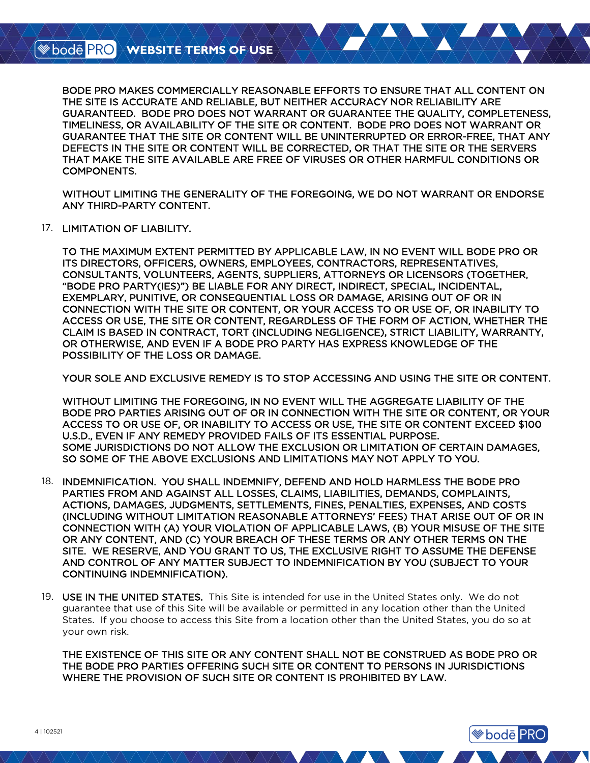BODE PRO MAKES COMMERCIALLY REASONABLE EFFORTS TO ENSURE THAT ALL CONTENT ON THE SITE IS ACCURATE AND RELIABLE, BUT NEITHER ACCURACY NOR RELIABILITY ARE GUARANTEED. BODE PRO DOES NOT WARRANT OR GUARANTEE THE QUALITY, COMPLETENESS, TIMELINESS, OR AVAILABILITY OF THE SITE OR CONTENT. BODE PRO DOES NOT WARRANT OR GUARANTEE THAT THE SITE OR CONTENT WILL BE UNINTERRUPTED OR ERROR-FREE, THAT ANY DEFECTS IN THE SITE OR CONTENT WILL BE CORRECTED, OR THAT THE SITE OR THE SERVERS THAT MAKE THE SITE AVAILABLE ARE FREE OF VIRUSES OR OTHER HARMFUL CONDITIONS OR COMPONENTS.

WITHOUT LIMITING THE GENERALITY OF THE FOREGOING, WE DO NOT WARRANT OR ENDORSE ANY THIRD-PARTY CONTENT.

17. LIMITATION OF LIABILITY.

TO THE MAXIMUM EXTENT PERMITTED BY APPLICABLE LAW, IN NO EVENT WILL BODE PRO OR ITS DIRECTORS, OFFICERS, OWNERS, EMPLOYEES, CONTRACTORS, REPRESENTATIVES, CONSULTANTS, VOLUNTEERS, AGENTS, SUPPLIERS, ATTORNEYS OR LICENSORS (TOGETHER, "BODE PRO PARTY(IES)") BE LIABLE FOR ANY DIRECT, INDIRECT, SPECIAL, INCIDENTAL, EXEMPLARY, PUNITIVE, OR CONSEQUENTIAL LOSS OR DAMAGE, ARISING OUT OF OR IN CONNECTION WITH THE SITE OR CONTENT, OR YOUR ACCESS TO OR USE OF, OR INABILITY TO ACCESS OR USE, THE SITE OR CONTENT, REGARDLESS OF THE FORM OF ACTION, WHETHER THE CLAIM IS BASED IN CONTRACT, TORT (INCLUDING NEGLIGENCE), STRICT LIABILITY, WARRANTY, OR OTHERWISE, AND EVEN IF A BODE PRO PARTY HAS EXPRESS KNOWLEDGE OF THE POSSIBILITY OF THE LOSS OR DAMAGE.

YOUR SOLE AND EXCLUSIVE REMEDY IS TO STOP ACCESSING AND USING THE SITE OR CONTENT.

WITHOUT LIMITING THE FOREGOING, IN NO EVENT WILL THE AGGREGATE LIABILITY OF THE BODE PRO PARTIES ARISING OUT OF OR IN CONNECTION WITH THE SITE OR CONTENT, OR YOUR ACCESS TO OR USE OF, OR INABILITY TO ACCESS OR USE, THE SITE OR CONTENT EXCEED $100 U.S.D., EVEN IF ANY REMEDY PROVIDED FAILS OF ITS ESSENTIAL PURPOSE. SOME JURISDICTIONS DO NOT ALLOW THE EXCLUSION OR LIMITATION OF CERTAIN DAMAGES, SO SOME OF THE ABOVE EXCLUSIONS AND LIMITATIONS MAY NOT APPLY TO YOU.

18. INDEMNIFICATION. YOU SHALL INDEMNIFY, DEFEND AND HOLD HARMLESS THE BODE PRO PARTIES FROM AND AGAINST ALL LOSSES, CLAIMS, LIABILITIES, DEMANDS, COMPLAINTS, ACTIONS, DAMAGES, JUDGMENTS, SETTLEMENTS, FINES, PENALTIES, EXPENSES, AND COSTS (INCLUDING WITHOUT LIMITATION REASONABLE ATTORNEYS' FEES) THAT ARISE OUT OF OR IN CONNECTION WITH (A) YOUR VIOLATION OF APPLICABLE LAWS, (B) YOUR MISUSE OF THE SITE OR ANY CONTENT, AND (C) YOUR BREACH OF THESE TERMS OR ANY OTHER TERMS ON THE SITE. WE RESERVE, AND YOU GRANT TO US, THE EXCLUSIVE RIGHT TO ASSUME THE DEFENSE AND CONTROL OF ANY MATTER SUBJECT TO INDEMNIFICATION BY YOU (SUBJECT TO YOUR CONTINUING INDEMNIFICATION).

19. USE IN THE UNITED STATES. This Site is intended for use in the United States only. We do not guarantee that use of this Site will be available or permitted in any location other than the United States. If you choose to access this Site from a location other than the United States, you do so at your own risk.

THE EXISTENCE OF THIS SITE OR ANY CONTENT SHALL NOT BE CONSTRUED AS BODE PRO OR THE BODE PRO PARTIES OFFERING SUCH SITE OR CONTENT TO PERSONS IN JURISDICTIONS WHERE THE PROVISION OF SUCH SITE OR CONTENT IS PROHIBITED BY LAW.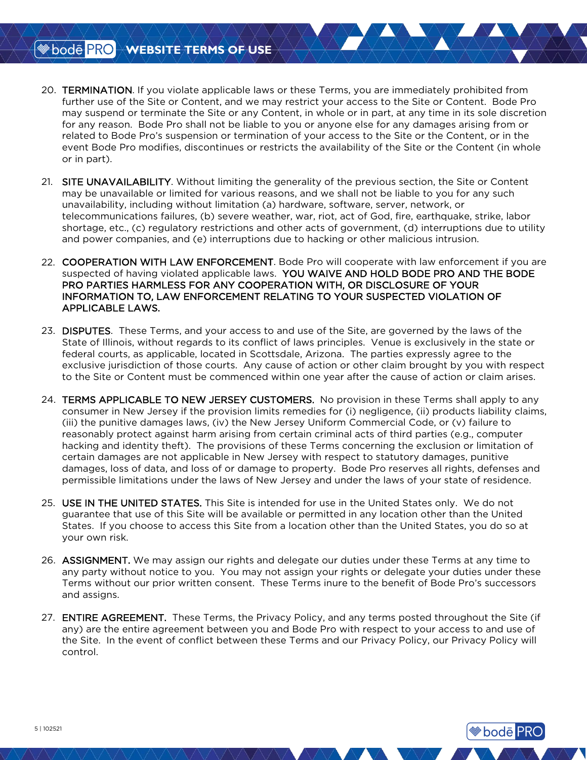20. **TERMINATION**. If you violate applicable laws or these Terms, you are immediately prohibited from further use of the Site or Content, and we may restrict your access to the Site or Content. Bode Pro may suspend or terminate the Site or any Content, in whole or in part, at any time in its sole discretion for any reason. Bode Pro shall not be liable to you or anyone else for any damages arising from or related to Bode Pro's suspension or termination of your access to the Site or the Content, or in the event Bode Pro modifies, discontinues or restricts the availability of the Site or the Content (in whole or in part).

21. **SITE UNAVAILABILITY**. Without limiting the generality of the previous section, the Site or Content may be unavailable or limited for various reasons, and we shall not be liable to you for any such unavailability, including without limitation (a) hardware, software, server, network, or telecommunications failures, (b) severe weather, war, riot, act of God, fire, earthquake, strike, labor shortage, etc., (c) regulatory restrictions and other acts of government, (d) interruptions due to utility and power companies, and (e) interruptions due to hacking or other malicious intrusion.

22. **COOPERATION WITH LAW ENFORCEMENT**. Bode Pro will cooperate with law enforcement if you are suspected of having violated applicable laws. **YOU WAIVE AND HOLD BODE PRO AND THE BODE PRO PARTIES HARMLESS FOR ANY COOPERATION WITH, OR DISCLOSURE OF YOUR INFORMATION TO, LAW ENFORCEMENT RELATING TO YOUR SUSPECTED VIOLATION OF APPLICABLE LAWS.**

23. **DISPUTES**. These Terms, and your access to and use of the Site, are governed by the laws of the State of Illinois, without regards to its conflict of laws principles. Venue is exclusively in the state or federal courts, as applicable, located in Scottsdale, Arizona. The parties expressly agree to the exclusive jurisdiction of those courts. Any cause of action or other claim brought by you with respect to the Site or Content must be commenced within one year after the cause of action or claim arises.

24. **TERMS APPLICABLE TO NEW JERSEY CUSTOMERS.** No provision in these Terms shall apply to any consumer in New Jersey if the provision limits remedies for (i) negligence, (ii) products liability claims, (iii) the punitive damages laws, (iv) the New Jersey Uniform Commercial Code, or (v) failure to reasonably protect against harm arising from certain criminal acts of third parties (e.g., computer hacking and identity theft). The provisions of these Terms concerning the exclusion or limitation of certain damages are not applicable in New Jersey with respect to statutory damages, punitive damages, loss of data, and loss of or damage to property. Bode Pro reserves all rights, defenses and permissible limitations under the laws of New Jersey and under the laws of your state of residence.

25. **USE IN THE UNITED STATES.** This Site is intended for use in the United States only. We do not guarantee that use of this Site will be available or permitted in any location other than the United States. If you choose to access this Site from a location other than the United States, you do so at your own risk.

26. **ASSIGNMENT.** We may assign our rights and delegate our duties under these Terms at any time to any party without notice to you. You may not assign your rights or delegate your duties under these Terms without our prior written consent. These Terms inure to the benefit of Bode Pro's successors and assigns.

27. **ENTIRE AGREEMENT.** These Terms, the Privacy Policy, and any terms posted throughout the Site (if any) are the entire agreement between you and Bode Pro with respect to your access to and use of the Site. In the event of conflict between these Terms and our Privacy Policy, our Privacy Policy will control.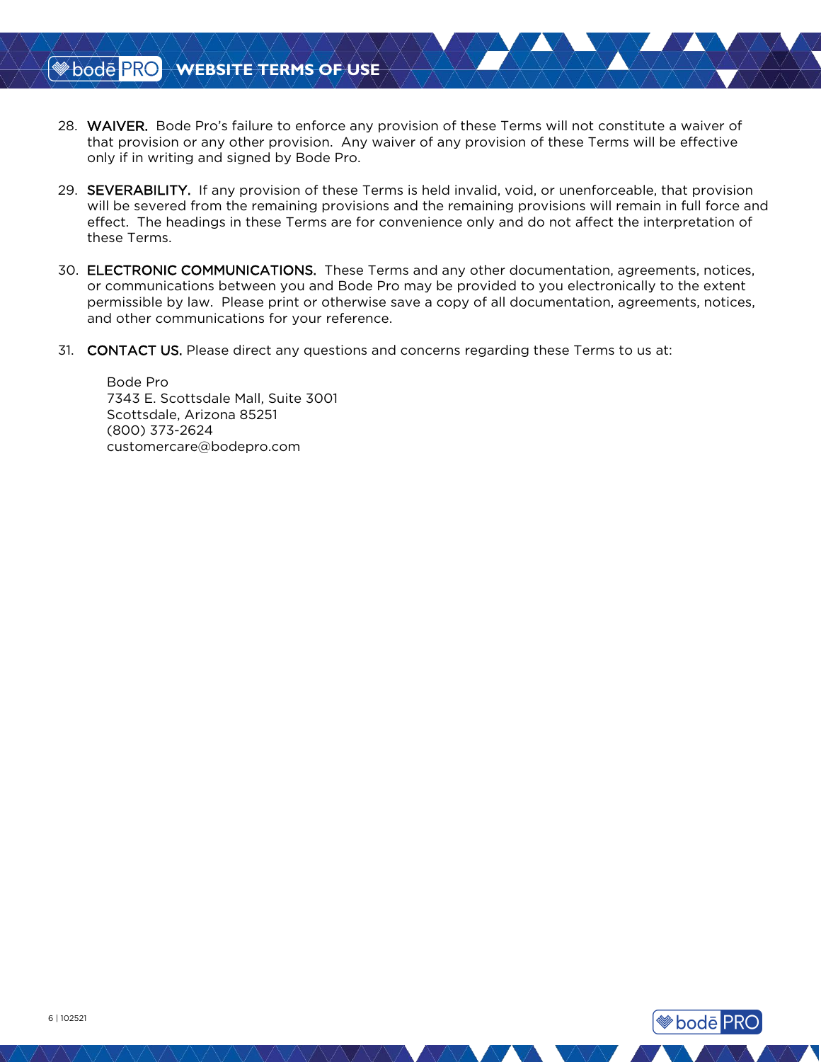28. **WAIVER.** Bode Pro's failure to enforce any provision of these Terms will not constitute a waiver of that provision or any other provision. Any waiver of any provision of these Terms will be effective only if in writing and signed by Bode Pro.

29. **SEVERABILITY.** If any provision of these Terms is held invalid, void, or unenforceable, that provision will be severed from the remaining provisions and the remaining provisions will remain in full force and effect. The headings in these Terms are for convenience only and do not affect the interpretation of these Terms.

30. **ELECTRONIC COMMUNICATIONS.** These Terms and any other documentation, agreements, notices, or communications between you and Bode Pro may be provided to you electronically to the extent permissible by law. Please print or otherwise save a copy of all documentation, agreements, notices, and other communications for your reference.

31. **CONTACT US.** Please direct any questions and concerns regarding these Terms to us at:

    Bode Pro
    7343 E. Scottsdale Mall, Suite 3001
    Scottsdale, Arizona 85251
    (800) 373-2624
    customercare@bodepro.com